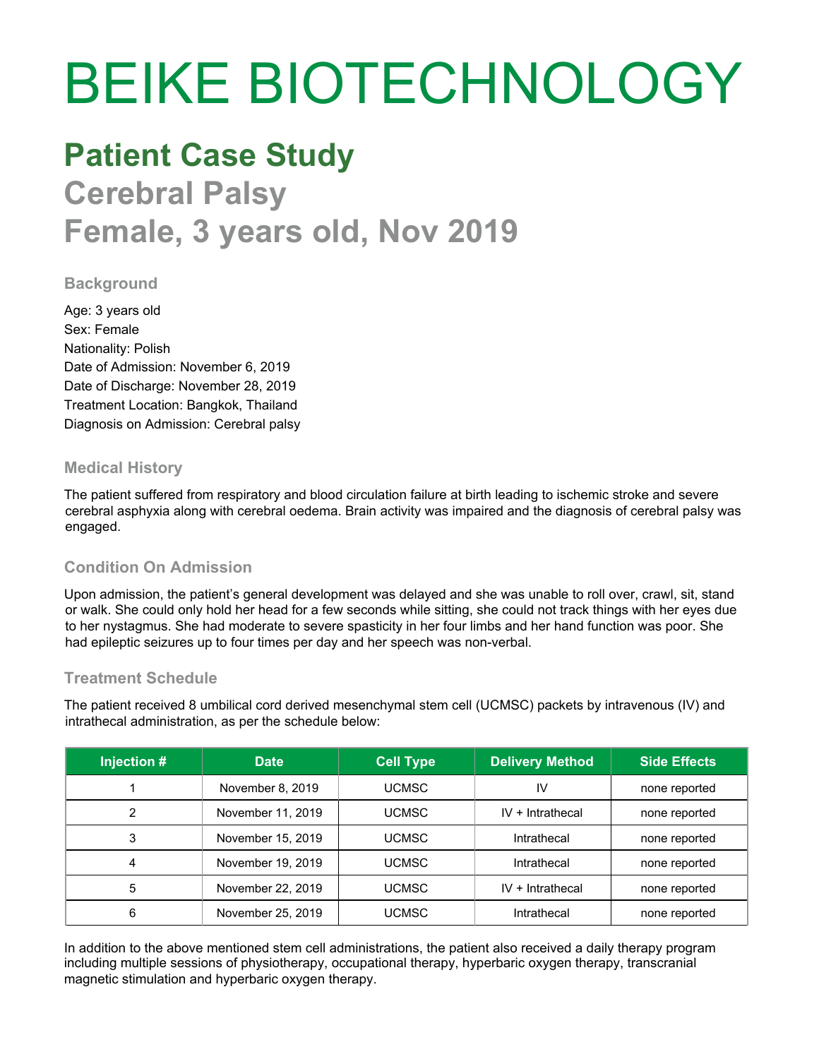# BEIKE BIOTECHNOLOGY

## Patient Case Study

## Cerebral Palsy

## Female, 3 years old, Nov 2019

### Background

Age: 3 years old
Sex: Female
Nationality: Polish
Date of Admission: November 6, 2019
Date of Discharge: November 28, 2019
Treatment Location: Bangkok, Thailand
Diagnosis on Admission: Cerebral palsy

### Medical History

The patient suffered from respiratory and blood circulation failure at birth leading to ischemic stroke and severe cerebral asphyxia along with cerebral oedema. Brain activity was impaired and the diagnosis of cerebral palsy was engaged.

### Condition On Admission

Upon admission, the patient's general development was delayed and she was unable to roll over, crawl, sit, stand or walk. She could only hold her head for a few seconds while sitting, she could not track things with her eyes due to her nystagmus. She had moderate to severe spasticity in her four limbs and her hand function was poor. She had epileptic seizures up to four times per day and her speech was non-verbal.

### Treatment Schedule

The patient received 8 umbilical cord derived mesenchymal stem cell (UCMSC) packets by intravenous (IV) and intrathecal administration, as per the schedule below:

| Injection # | Date | Cell Type | Delivery Method | Side Effects |
|---|---|---|---|---|
| 1 | November 8, 2019 | UCMSC | IV | none reported |
| 2 | November 11, 2019 | UCMSC | IV + Intrathecal | none reported |
| 3 | November 15, 2019 | UCMSC | Intrathecal | none reported |
| 4 | November 19, 2019 | UCMSC | Intrathecal | none reported |
| 5 | November 22, 2019 | UCMSC | IV + Intrathecal | none reported |
| 6 | November 25, 2019 | UCMSC | Intrathecal | none reported |

In addition to the above mentioned stem cell administrations, the patient also received a daily therapy program including multiple sessions of physiotherapy, occupational therapy, hyperbaric oxygen therapy, transcranial magnetic stimulation and hyperbaric oxygen therapy.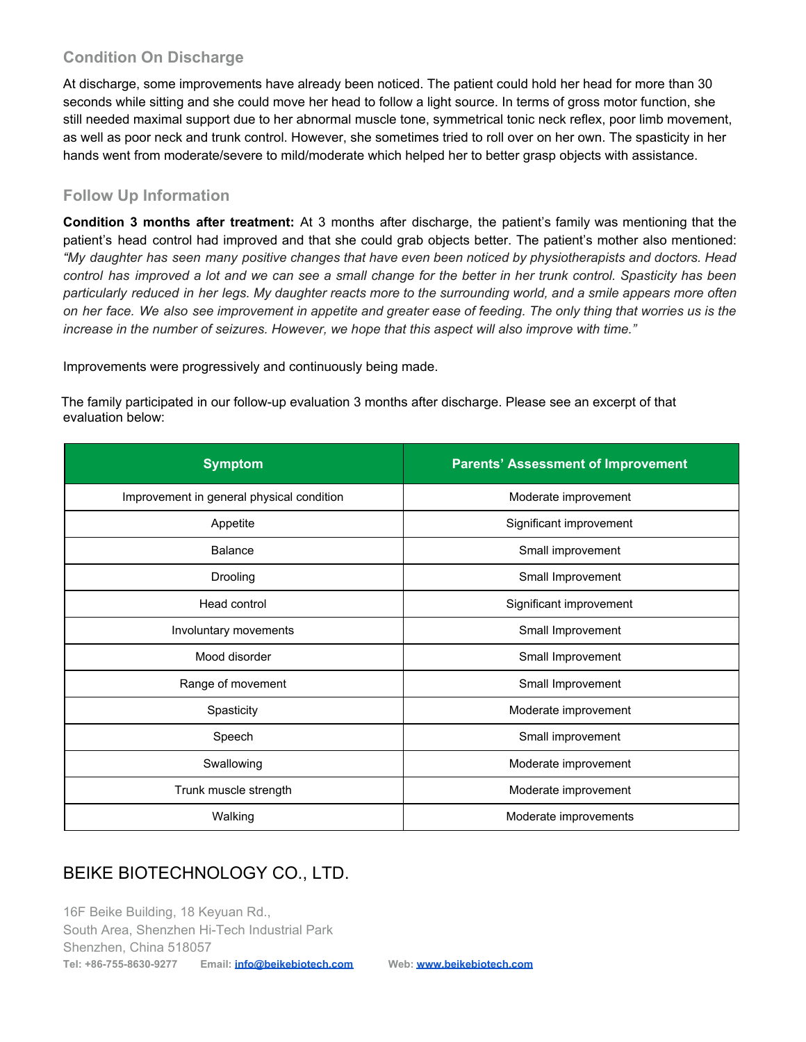## Condition On Discharge

At discharge, some improvements have already been noticed. The patient could hold her head for more than 30 seconds while sitting and she could move her head to follow a light source. In terms of gross motor function, she still needed maximal support due to her abnormal muscle tone, symmetrical tonic neck reflex, poor limb movement, as well as poor neck and trunk control. However, she sometimes tried to roll over on her own. The spasticity in her hands went from moderate/severe to mild/moderate which helped her to better grasp objects with assistance.

## Follow Up Information

**Condition 3 months after treatment:** At 3 months after discharge, the patient's family was mentioning that the patient's head control had improved and that she could grab objects better. The patient's mother also mentioned: *"My daughter has seen many positive changes that have even been noticed by physiotherapists and doctors. Head control has improved a lot and we can see a small change for the better in her trunk control. Spasticity has been particularly reduced in her legs. My daughter reacts more to the surrounding world, and a smile appears more often on her face. We also see improvement in appetite and greater ease of feeding. The only thing that worries us is the increase in the number of seizures. However, we hope that this aspect will also improve with time."*

Improvements were progressively and continuously being made.

The family participated in our follow-up evaluation 3 months after discharge. Please see an excerpt of that evaluation below:

| Symptom | Parents' Assessment of Improvement |
|---|---|
| Improvement in general physical condition | Moderate improvement |
| Appetite | Significant improvement |
| Balance | Small improvement |
| Drooling | Small Improvement |
| Head control | Significant improvement |
| Involuntary movements | Small Improvement |
| Mood disorder | Small Improvement |
| Range of movement | Small Improvement |
| Spasticity | Moderate improvement |
| Speech | Small improvement |
| Swallowing | Moderate improvement |
| Trunk muscle strength | Moderate improvement |
| Walking | Moderate improvements |

BEIKE BIOTECHNOLOGY CO., LTD.

16F Beike Building, 18 Keyuan Rd.,
South Area, Shenzhen Hi-Tech Industrial Park
Shenzhen, China 518057
**Tel: +86-755-8630-9277** **Email:** info@beikebiotech.com **Web:** www.beikebiotech.com